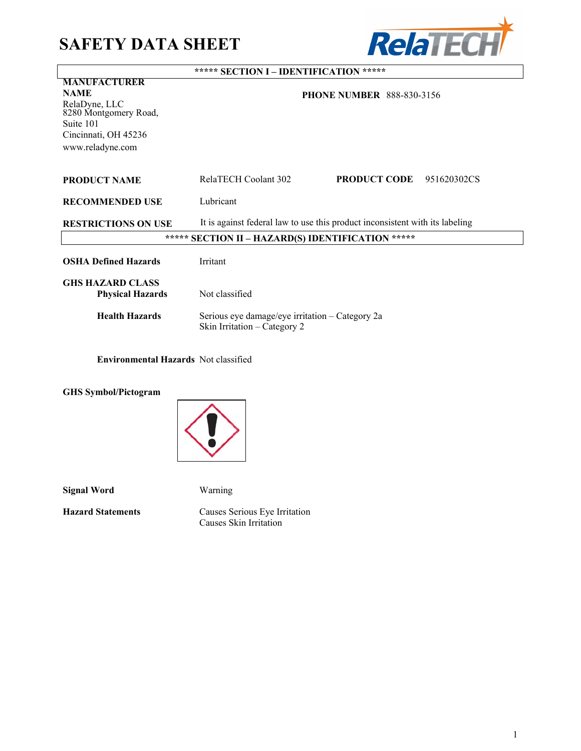# SAFETY DATA SHEET

## ***** SECTION I – IDENTIFICATION *****

**MANUFACTURER NAME**

RelaDyne, LLC
8280 Montgomery Road,
Suite 101
Cincinnati, OH 45236
www.reladyne.com

**PHONE NUMBER** 888-830-3156

**PRODUCT NAME** RelaTECH Coolant 302 **PRODUCT CODE** 951620302CS

**RECOMMENDED USE** Lubricant

**RESTRICTIONS ON USE** It is against federal law to use this product inconsistent with its labeling

## ***** SECTION II – HAZARD(S) IDENTIFICATION *****

**OSHA Defined Hazards** Irritant

**GHS HAZARD CLASS**

**Physical Hazards** Not classified

**Health Hazards** Serious eye damage/eye irritation – Category 2a
Skin Irritation – Category 2

**Environmental Hazards** Not classified

**GHS Symbol/Pictogram**

**Signal Word** Warning

**Hazard Statements** Causes Serious Eye Irritation
Causes Skin Irritation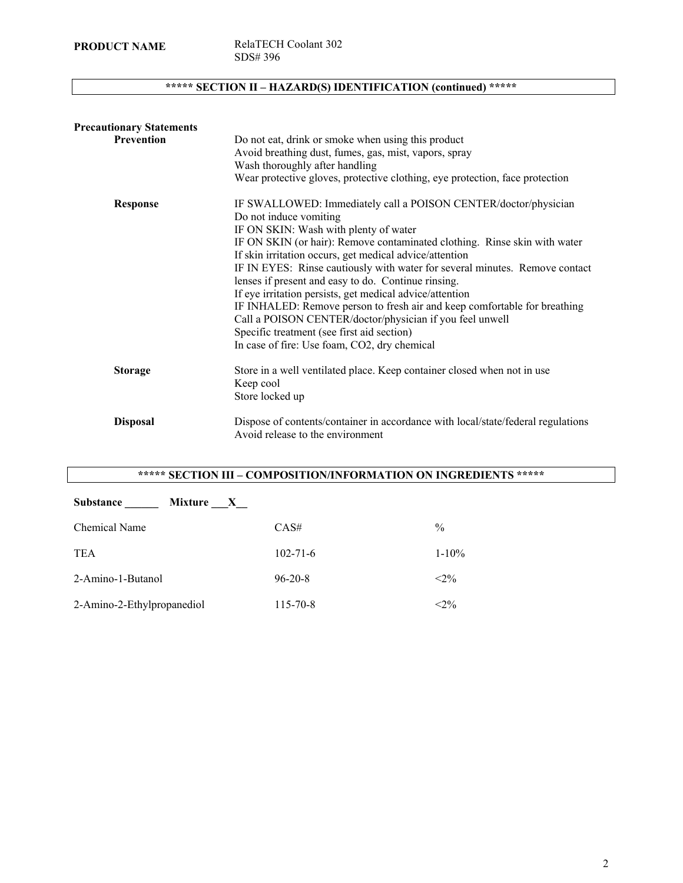**PRODUCT NAME** RelaTECH Coolant 302
SDS# 396

## ***** SECTION II – HAZARD(S) IDENTIFICATION (continued) *****

**Precautionary Statements**

**Prevention**

Do not eat, drink or smoke when using this product
Avoid breathing dust, fumes, gas, mist, vapors, spray
Wash thoroughly after handling
Wear protective gloves, protective clothing, eye protection, face protection

**Response**

IF SWALLOWED: Immediately call a POISON CENTER/doctor/physician
Do not induce vomiting
IF ON SKIN: Wash with plenty of water
IF ON SKIN (or hair): Remove contaminated clothing. Rinse skin with water
If skin irritation occurs, get medical advice/attention
IF IN EYES: Rinse cautiously with water for several minutes. Remove contact lenses if present and easy to do. Continue rinsing.
If eye irritation persists, get medical advice/attention
IF INHALED: Remove person to fresh air and keep comfortable for breathing
Call a POISON CENTER/doctor/physician if you feel unwell
Specific treatment (see first aid section)
In case of fire: Use foam, $CO_2$, dry chemical

**Storage**

Store in a well ventilated place. Keep container closed when not in use
Keep cool
Store locked up

**Disposal**

Dispose of contents/container in accordance with local/state/federal regulations
Avoid release to the environment

## ***** SECTION III – COMPOSITION/INFORMATION ON INGREDIENTS *****

**Substance ______ Mixture ___X__**

| Chemical Name | CAS# | % |
|---|---|---|
| TEA | 102-71-6 | 1-10% |
| 2-Amino-1-Butanol | 96-20-8 | <2% |
| 2-Amino-2-Ethylpropanediol | 115-70-8 | <2% |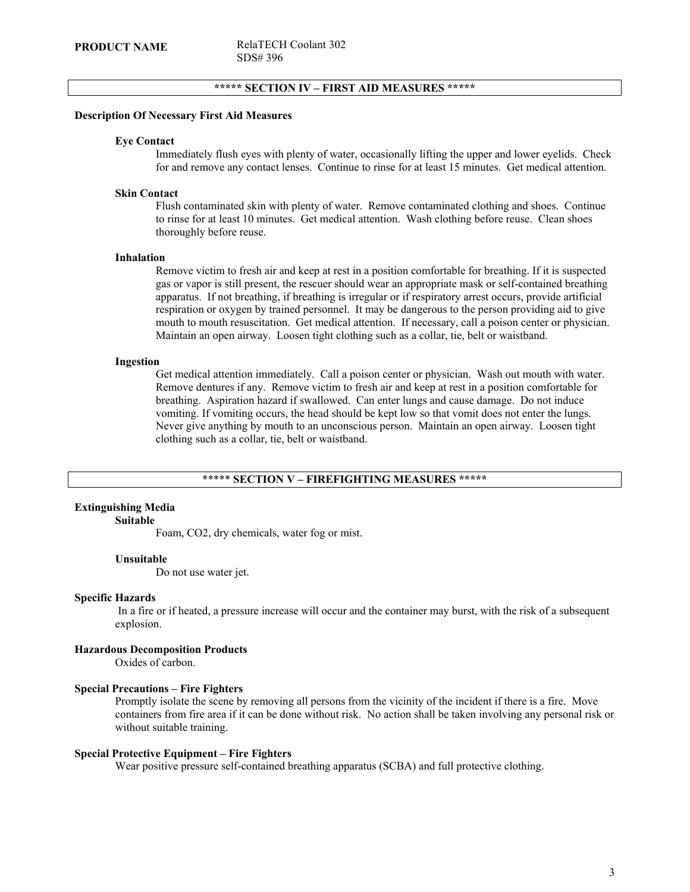**PRODUCT NAME** RelaTECH Coolant 302
SDS# 396

## ***** SECTION IV – FIRST AID MEASURES *****

**Description Of Necessary First Aid Measures**

**Eye Contact**

Immediately flush eyes with plenty of water, occasionally lifting the upper and lower eyelids. Check for and remove any contact lenses. Continue to rinse for at least 15 minutes. Get medical attention.

**Skin Contact**

Flush contaminated skin with plenty of water. Remove contaminated clothing and shoes. Continue to rinse for at least 10 minutes. Get medical attention. Wash clothing before reuse. Clean shoes thoroughly before reuse.

**Inhalation**

Remove victim to fresh air and keep at rest in a position comfortable for breathing. If it is suspected gas or vapor is still present, the rescuer should wear an appropriate mask or self-contained breathing apparatus. If not breathing, if breathing is irregular or if respiratory arrest occurs, provide artificial respiration or oxygen by trained personnel. It may be dangerous to the person providing aid to give mouth to mouth resuscitation. Get medical attention. If necessary, call a poison center or physician. Maintain an open airway. Loosen tight clothing such as a collar, tie, belt or waistband.

**Ingestion**

Get medical attention immediately. Call a poison center or physician. Wash out mouth with water. Remove dentures if any. Remove victim to fresh air and keep at rest in a position comfortable for breathing. Aspiration hazard if swallowed. Can enter lungs and cause damage. Do not induce vomiting. If vomiting occurs, the head should be kept low so that vomit does not enter the lungs. Never give anything by mouth to an unconscious person. Maintain an open airway. Loosen tight clothing such as a collar, tie, belt or waistband.

## ***** SECTION V – FIREFIGHTING MEASURES *****

**Extinguishing Media**

**Suitable**

Foam, CO2, dry chemicals, water fog or mist.

**Unsuitable**

Do not use water jet.

**Specific Hazards**

In a fire or if heated, a pressure increase will occur and the container may burst, with the risk of a subsequent explosion.

**Hazardous Decomposition Products**

Oxides of carbon.

**Special Precautions – Fire Fighters**

Promptly isolate the scene by removing all persons from the vicinity of the incident if there is a fire. Move containers from fire area if it can be done without risk. No action shall be taken involving any personal risk or without suitable training.

**Special Protective Equipment – Fire Fighters**

Wear positive pressure self-contained breathing apparatus (SCBA) and full protective clothing.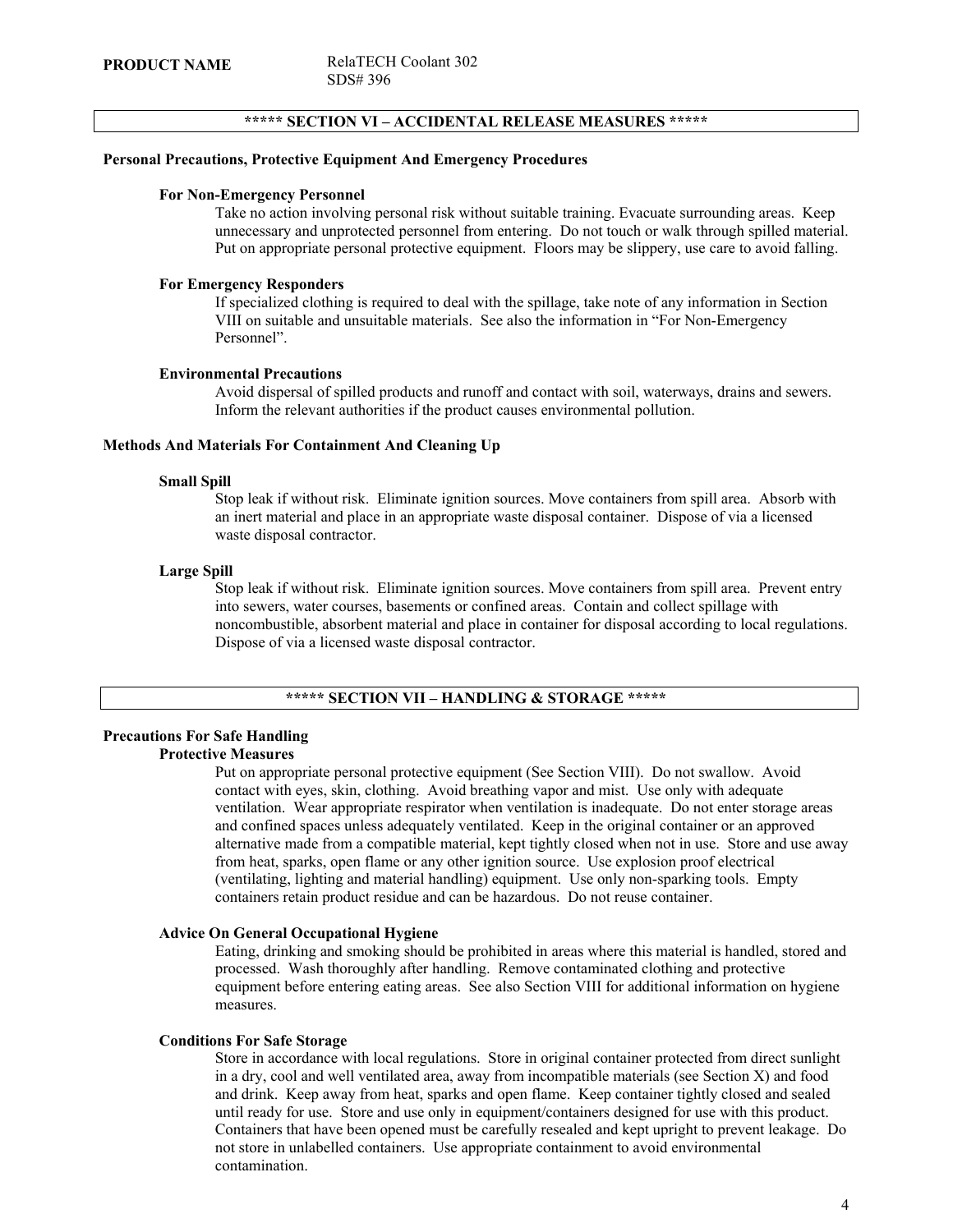**PRODUCT NAME** RelaTECH Coolant 302
SDS# 396

## ***** SECTION VI – ACCIDENTAL RELEASE MEASURES *****

**Personal Precautions, Protective Equipment And Emergency Procedures**

**For Non-Emergency Personnel**

Take no action involving personal risk without suitable training. Evacuate surrounding areas. Keep unnecessary and unprotected personnel from entering. Do not touch or walk through spilled material. Put on appropriate personal protective equipment. Floors may be slippery, use care to avoid falling.

**For Emergency Responders**

If specialized clothing is required to deal with the spillage, take note of any information in Section VIII on suitable and unsuitable materials. See also the information in "For Non-Emergency Personnel".

**Environmental Precautions**

Avoid dispersal of spilled products and runoff and contact with soil, waterways, drains and sewers. Inform the relevant authorities if the product causes environmental pollution.

**Methods And Materials For Containment And Cleaning Up**

**Small Spill**

Stop leak if without risk. Eliminate ignition sources. Move containers from spill area. Absorb with an inert material and place in an appropriate waste disposal container. Dispose of via a licensed waste disposal contractor.

**Large Spill**

Stop leak if without risk. Eliminate ignition sources. Move containers from spill area. Prevent entry into sewers, water courses, basements or confined areas. Contain and collect spillage with noncombustible, absorbent material and place in container for disposal according to local regulations. Dispose of via a licensed waste disposal contractor.

## ***** SECTION VII – HANDLING & STORAGE *****

**Precautions For Safe Handling**

**Protective Measures**

Put on appropriate personal protective equipment (See Section VIII). Do not swallow. Avoid contact with eyes, skin, clothing. Avoid breathing vapor and mist. Use only with adequate ventilation. Wear appropriate respirator when ventilation is inadequate. Do not enter storage areas and confined spaces unless adequately ventilated. Keep in the original container or an approved alternative made from a compatible material, kept tightly closed when not in use. Store and use away from heat, sparks, open flame or any other ignition source. Use explosion proof electrical (ventilating, lighting and material handling) equipment. Use only non-sparking tools. Empty containers retain product residue and can be hazardous. Do not reuse container.

**Advice On General Occupational Hygiene**

Eating, drinking and smoking should be prohibited in areas where this material is handled, stored and processed. Wash thoroughly after handling. Remove contaminated clothing and protective equipment before entering eating areas. See also Section VIII for additional information on hygiene measures.

**Conditions For Safe Storage**

Store in accordance with local regulations. Store in original container protected from direct sunlight in a dry, cool and well ventilated area, away from incompatible materials (see Section X) and food and drink. Keep away from heat, sparks and open flame. Keep container tightly closed and sealed until ready for use. Store and use only in equipment/containers designed for use with this product. Containers that have been opened must be carefully resealed and kept upright to prevent leakage. Do not store in unlabelled containers. Use appropriate containment to avoid environmental contamination.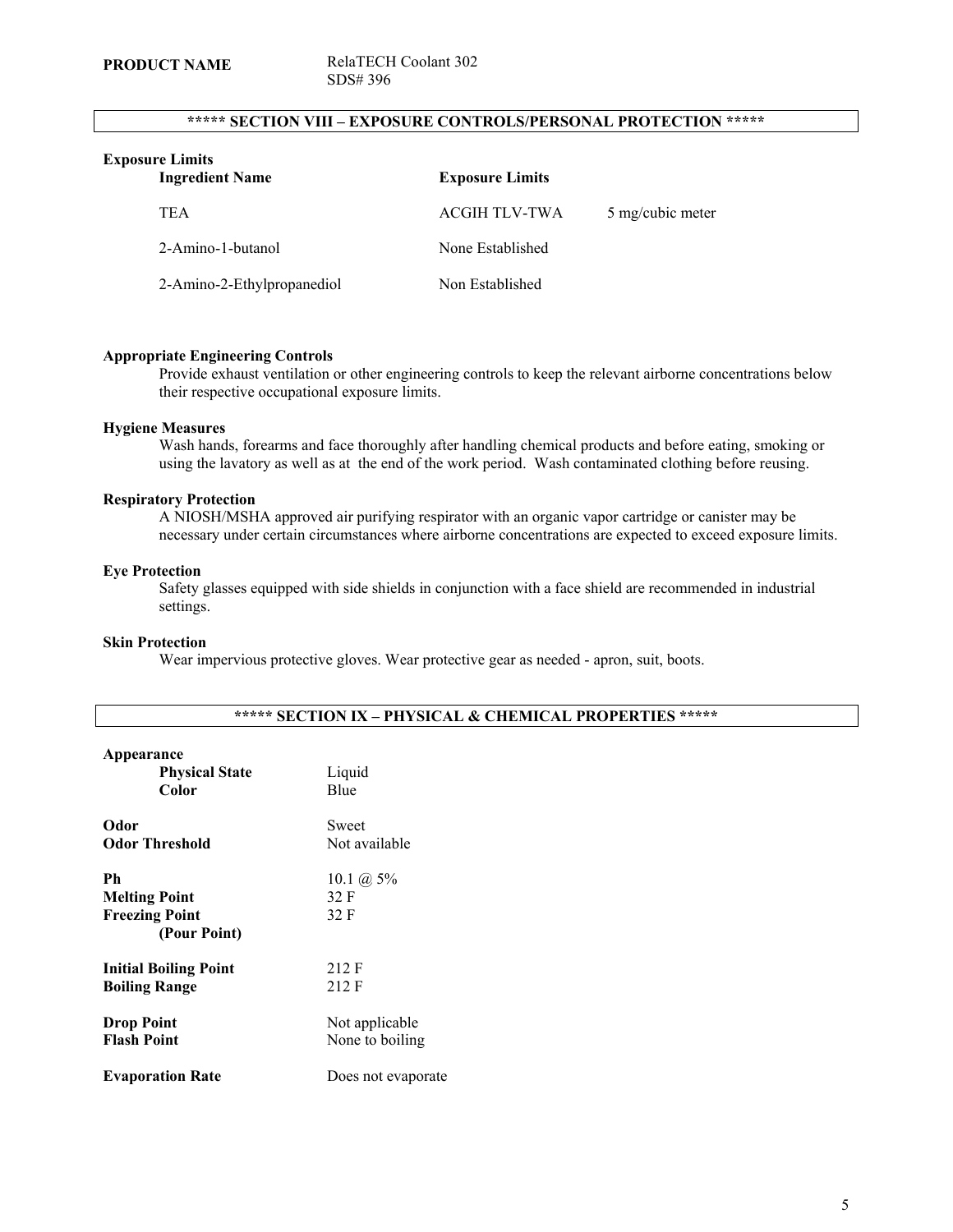**PRODUCT NAME** RelaTECH Coolant 302
SDS# 396

## ***** SECTION VIII – EXPOSURE CONTROLS/PERSONAL PROTECTION *****

**Exposure Limits**

| Ingredient Name | Exposure Limits | |
|---|---|---|
| TEA | ACGIH TLV-TWA | 5 mg/cubic meter |
| 2-Amino-1-butanol | None Established | |
| 2-Amino-2-Ethylpropanediol | Non Established | |

**Appropriate Engineering Controls**

Provide exhaust ventilation or other engineering controls to keep the relevant airborne concentrations below their respective occupational exposure limits.

**Hygiene Measures**

Wash hands, forearms and face thoroughly after handling chemical products and before eating, smoking or using the lavatory as well as at the end of the work period. Wash contaminated clothing before reusing.

**Respiratory Protection**

A NIOSH/MSHA approved air purifying respirator with an organic vapor cartridge or canister may be necessary under certain circumstances where airborne concentrations are expected to exceed exposure limits.

**Eye Protection**

Safety glasses equipped with side shields in conjunction with a face shield are recommended in industrial settings.

**Skin Protection**

Wear impervious protective gloves. Wear protective gear as needed - apron, suit, boots.

## ***** SECTION IX – PHYSICAL & CHEMICAL PROPERTIES *****

**Appearance**

| | |
|---|---|
| **Physical State** | Liquid |
| **Color** | Blue |
| **Odor** | Sweet |
| **Odor Threshold** | Not available |
| **Ph** | 10.1 @ 5% |
| **Melting Point** | 32 F |
| **Freezing Point (Pour Point)** | 32 F |
| **Initial Boiling Point** | 212 F |
| **Boiling Range** | 212 F |
| **Drop Point** | Not applicable |
| **Flash Point** | None to boiling |
| **Evaporation Rate** | Does not evaporate |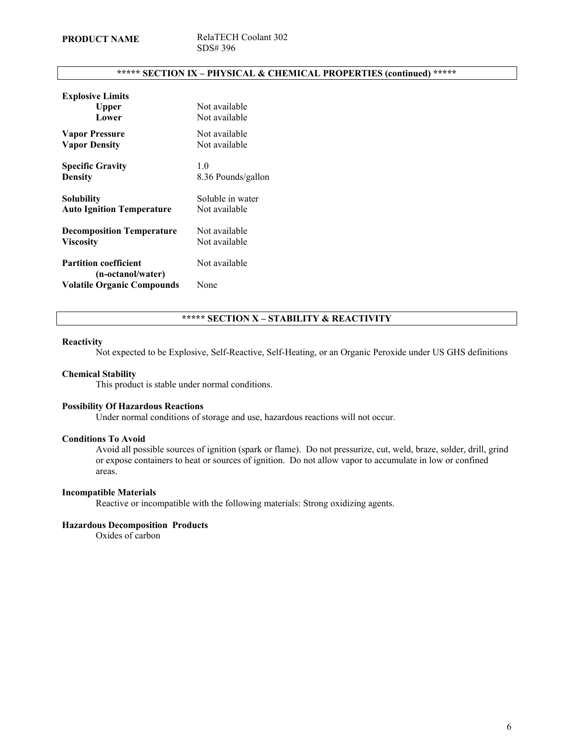**PRODUCT NAME** RelaTECH Coolant 302
SDS# 396

## ***** SECTION IX – PHYSICAL & CHEMICAL PROPERTIES (continued) *****

| Property | Value |
|---|---|
| **Explosive Limits** | |
| **Upper** | Not available |
| **Lower** | Not available |
| **Vapor Pressure** | Not available |
| **Vapor Density** | Not available |
| **Specific Gravity** | 1.0 |
| **Density** | 8.36 Pounds/gallon |
| **Solubility** | Soluble in water |
| **Auto Ignition Temperature** | Not available |
| **Decomposition Temperature** | Not available |
| **Viscosity** | Not available |
| **Partition coefficient (n-octanol/water)** | Not available |
| **Volatile Organic Compounds** | None |

## ***** SECTION X – STABILITY & REACTIVITY

**Reactivity**

Not expected to be Explosive, Self-Reactive, Self-Heating, or an Organic Peroxide under US GHS definitions

**Chemical Stability**

This product is stable under normal conditions.

**Possibility Of Hazardous Reactions**

Under normal conditions of storage and use, hazardous reactions will not occur.

**Conditions To Avoid**

Avoid all possible sources of ignition (spark or flame). Do not pressurize, cut, weld, braze, solder, drill, grind or expose containers to heat or sources of ignition. Do not allow vapor to accumulate in low or confined areas.

**Incompatible Materials**

Reactive or incompatible with the following materials: Strong oxidizing agents.

**Hazardous Decomposition Products**

Oxides of carbon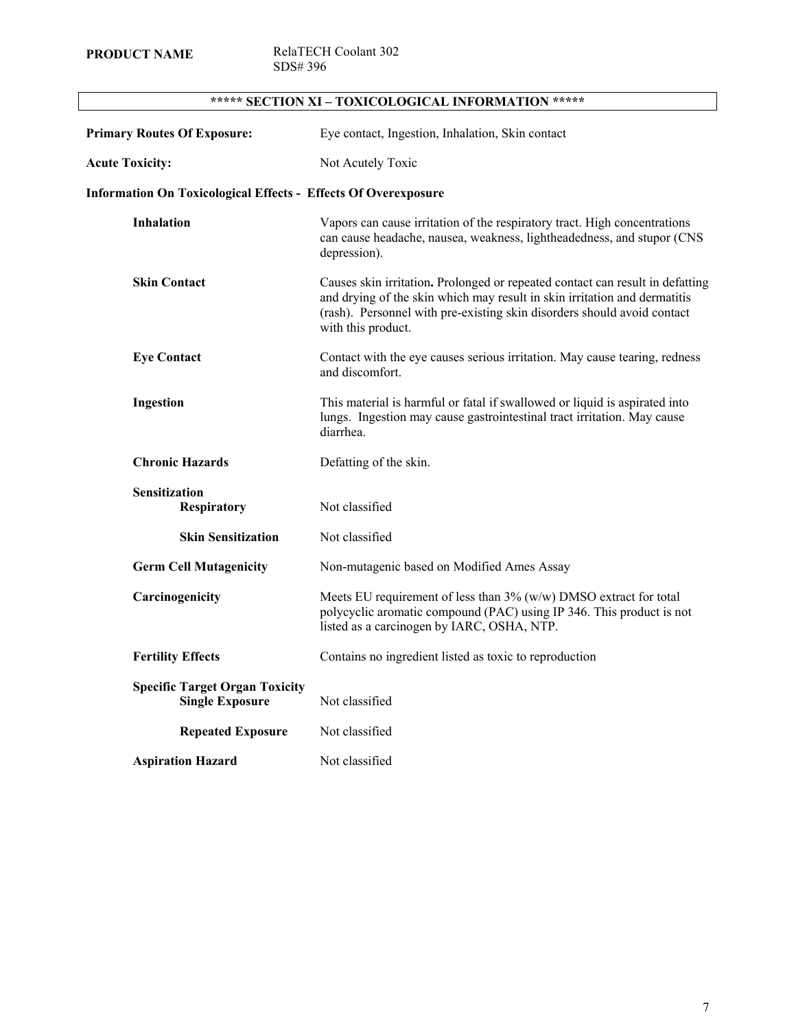**PRODUCT NAME** RelaTECH Coolant 302
SDS# 396

## ***** SECTION XI – TOXICOLOGICAL INFORMATION *****

**Primary Routes Of Exposure:** Eye contact, Ingestion, Inhalation, Skin contact

**Acute Toxicity:** Not Acutely Toxic

**Information On Toxicological Effects - Effects Of Overexposure**

| | |
|---|---|
| **Inhalation** | Vapors can cause irritation of the respiratory tract. High concentrations can cause headache, nausea, weakness, lightheadedness, and stupor (CNS depression). |
| **Skin Contact** | Causes skin irritation**.** Prolonged or repeated contact can result in defatting and drying of the skin which may result in skin irritation and dermatitis (rash). Personnel with pre-existing skin disorders should avoid contact with this product. |
| **Eye Contact** | Contact with the eye causes serious irritation. May cause tearing, redness and discomfort. |
| **Ingestion** | This material is harmful or fatal if swallowed or liquid is aspirated into lungs. Ingestion may cause gastrointestinal tract irritation. May cause diarrhea. |
| **Chronic Hazards** | Defatting of the skin. |
| **Sensitization** | |
| **Respiratory** | Not classified |
| **Skin Sensitization** | Not classified |
| **Germ Cell Mutagenicity** | Non-mutagenic based on Modified Ames Assay |
| **Carcinogenicity** | Meets EU requirement of less than 3% (w/w) DMSO extract for total polycyclic aromatic compound (PAC) using IP 346. This product is not listed as a carcinogen by IARC, OSHA, NTP. |
| **Fertility Effects** | Contains no ingredient listed as toxic to reproduction |
| **Specific Target Organ Toxicity** | |
| **Single Exposure** | Not classified |
| **Repeated Exposure** | Not classified |
| **Aspiration Hazard** | Not classified |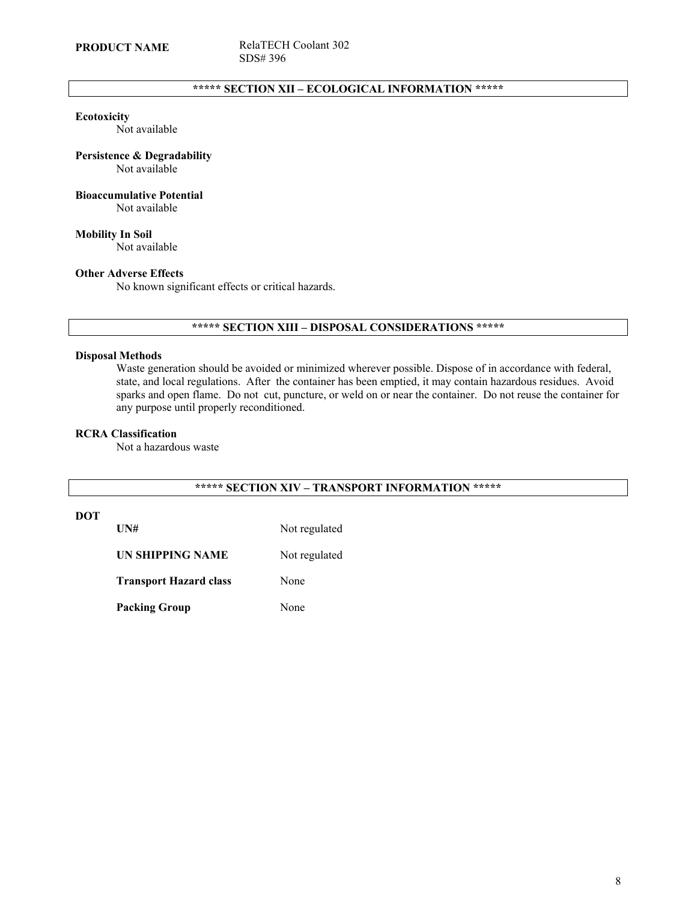**PRODUCT NAME** RelaTECH Coolant 302
SDS# 396

## ***** SECTION XII – ECOLOGICAL INFORMATION *****

**Ecotoxicity**
Not available

**Persistence & Degradability**
Not available

**Bioaccumulative Potential**
Not available

**Mobility In Soil**
Not available

**Other Adverse Effects**
No known significant effects or critical hazards.

## ***** SECTION XIII – DISPOSAL CONSIDERATIONS *****

**Disposal Methods**
Waste generation should be avoided or minimized wherever possible. Dispose of in accordance with federal, state, and local regulations. After the container has been emptied, it may contain hazardous residues. Avoid sparks and open flame. Do not cut, puncture, or weld on or near the container. Do not reuse the container for any purpose until properly reconditioned.

**RCRA Classification**
Not a hazardous waste

## ***** SECTION XIV – TRANSPORT INFORMATION *****

**DOT**

| | |
|---|---|
| **UN#** | Not regulated |
| **UN SHIPPING NAME** | Not regulated |
| **Transport Hazard class** | None |
| **Packing Group** | None |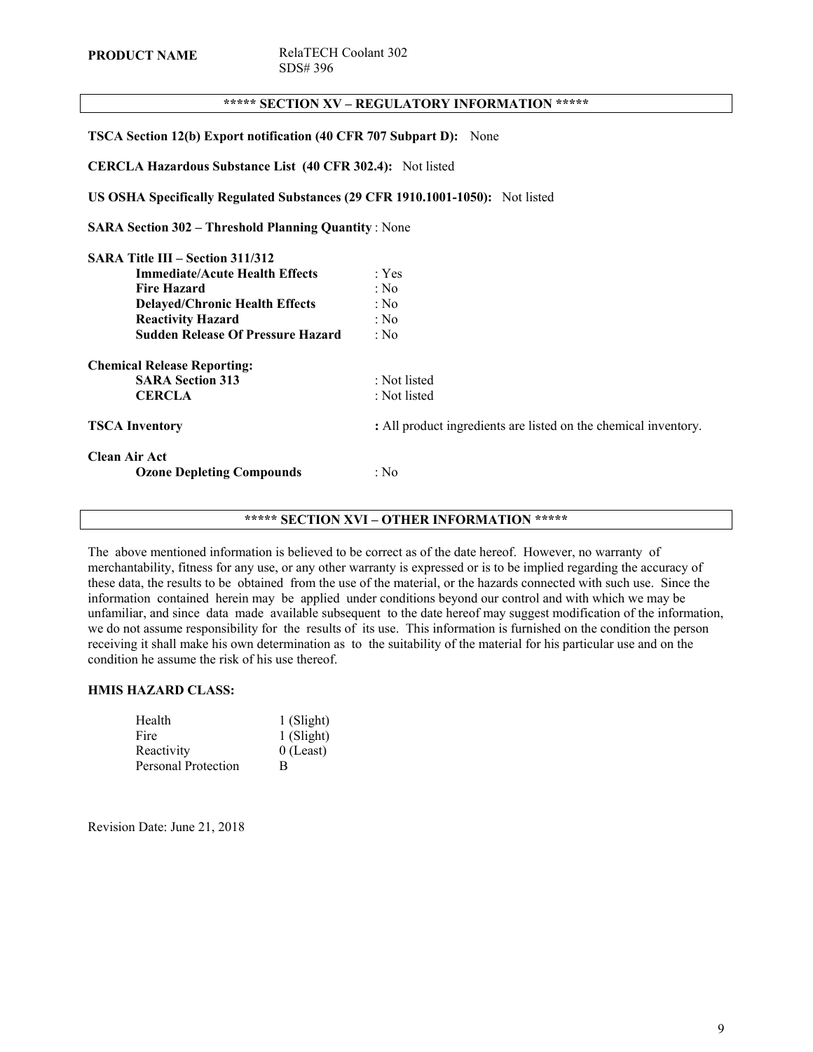**PRODUCT NAME** RelaTECH Coolant 302
SDS# 396

## ***** SECTION XV – REGULATORY INFORMATION *****

**TSCA Section 12(b) Export notification (40 CFR 707 Subpart D):** None

**CERCLA Hazardous Substance List (40 CFR 302.4):** Not listed

**US OSHA Specifically Regulated Substances (29 CFR 1910.1001-1050):** Not listed

**SARA Section 302 – Threshold Planning Quantity** : None

**SARA Title III – Section 311/312**

| | |
|---|---|
| **Immediate/Acute Health Effects** | : Yes |
| **Fire Hazard** | : No |
| **Delayed/Chronic Health Effects** | : No |
| **Reactivity Hazard** | : No |
| **Sudden Release Of Pressure Hazard** | : No |

**Chemical Release Reporting:**

| | |
|---|---|
| **SARA Section 313** | : Not listed |
| **CERCLA** | : Not listed |

**TSCA Inventory** **:** All product ingredients are listed on the chemical inventory.

**Clean Air Act**

| | |
|---|---|
| **Ozone Depleting Compounds** | : No |

## ***** SECTION XVI – OTHER INFORMATION *****

The above mentioned information is believed to be correct as of the date hereof. However, no warranty of merchantability, fitness for any use, or any other warranty is expressed or is to be implied regarding the accuracy of these data, the results to be obtained from the use of the material, or the hazards connected with such use. Since the information contained herein may be applied under conditions beyond our control and with which we may be unfamiliar, and since data made available subsequent to the date hereof may suggest modification of the information, we do not assume responsibility for the results of its use. This information is furnished on the condition the person receiving it shall make his own determination as to the suitability of the material for his particular use and on the condition he assume the risk of his use thereof.

**HMIS HAZARD CLASS:**

| | |
|---|---|
| Health | 1 (Slight) |
| Fire | 1 (Slight) |
| Reactivity | 0 (Least) |
| Personal Protection | B |

Revision Date: June 21, 2018